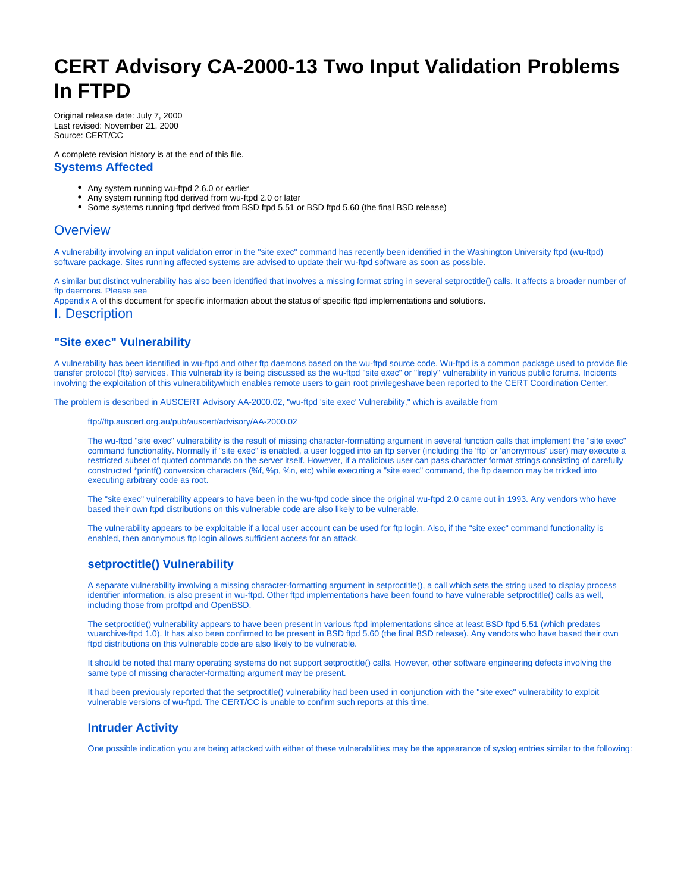# CERT Advisory CA-2000-13 Two Input Validation Problems In FTPD

Original release date: July 7, 2000
Last revised: November 21, 2000
Source: CERT/CC

A complete revision history is at the end of this file.

### Systems Affected

- Any system running wu-ftpd 2.6.0 or earlier
- Any system running ftpd derived from wu-ftpd 2.0 or later
- Some systems running ftpd derived from BSD ftpd 5.51 or BSD ftpd 5.60 (the final BSD release)

## Overview

A vulnerability involving an input validation error in the "site exec" command has recently been identified in the Washington University ftpd (wu-ftpd) software package. Sites running affected systems are advised to update their wu-ftpd software as soon as possible.

A similar but distinct vulnerability has also been identified that involves a missing format string in several setproctitle() calls. It affects a broader number of ftp daemons. Please see Appendix A of this document for specific information about the status of specific ftpd implementations and solutions.

## I. Description

### "Site exec" Vulnerability

A vulnerability has been identified in wu-ftpd and other ftp daemons based on the wu-ftpd source code. Wu-ftpd is a common package used to provide file transfer protocol (ftp) services. This vulnerability is being discussed as the wu-ftpd "site exec" or "lreply" vulnerability in various public forums. Incidents involving the exploitation of this vulnerabilitywhich enables remote users to gain root privilegeshave been reported to the CERT Coordination Center.

The problem is described in AUSCERT Advisory AA-2000.02, "wu-ftpd 'site exec' Vulnerability," which is available from

ftp://ftp.auscert.org.au/pub/auscert/advisory/AA-2000.02

The wu-ftpd "site exec" vulnerability is the result of missing character-formatting argument in several function calls that implement the "site exec" command functionality. Normally if "site exec" is enabled, a user logged into an ftp server (including the 'ftp' or 'anonymous' user) may execute a restricted subset of quoted commands on the server itself. However, if a malicious user can pass character format strings consisting of carefully constructed *printf() conversion characters (%f, %p, %n, etc) while executing a "site exec" command, the ftp daemon may be tricked into executing arbitrary code as root.

The "site exec" vulnerability appears to have been in the wu-ftpd code since the original wu-ftpd 2.0 came out in 1993. Any vendors who have based their own ftpd distributions on this vulnerable code are also likely to be vulnerable.

The vulnerability appears to be exploitable if a local user account can be used for ftp login. Also, if the "site exec" command functionality is enabled, then anonymous ftp login allows sufficient access for an attack.

### setproctitle() Vulnerability

A separate vulnerability involving a missing character-formatting argument in setproctitle(), a call which sets the string used to display process identifier information, is also present in wu-ftpd. Other ftpd implementations have been found to have vulnerable setproctitle() calls as well, including those from proftpd and OpenBSD.

The setproctitle() vulnerability appears to have been present in various ftpd implementations since at least BSD ftpd 5.51 (which predates wuarchive-ftpd 1.0). It has also been confirmed to be present in BSD ftpd 5.60 (the final BSD release). Any vendors who have based their own ftpd distributions on this vulnerable code are also likely to be vulnerable.

It should be noted that many operating systems do not support setproctitle() calls. However, other software engineering defects involving the same type of missing character-formatting argument may be present.

It had been previously reported that the setproctitle() vulnerability had been used in conjunction with the "site exec" vulnerability to exploit vulnerable versions of wu-ftpd. The CERT/CC is unable to confirm such reports at this time.

### Intruder Activity

One possible indication you are being attacked with either of these vulnerabilities may be the appearance of syslog entries similar to the following: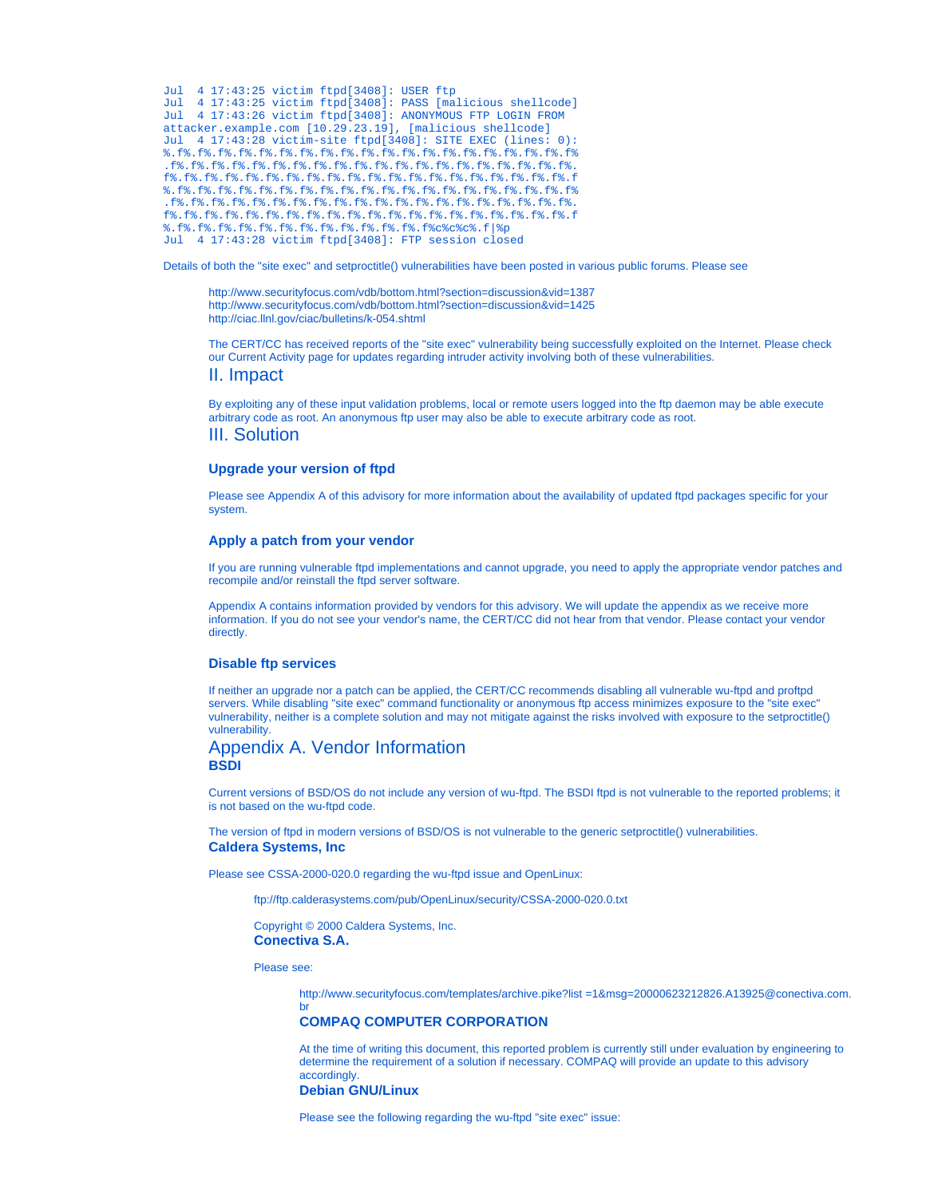```
Jul  4 17:43:25 victim ftpd[3408]: USER ftp
Jul  4 17:43:25 victim ftpd[3408]: PASS [malicious shellcode]
Jul  4 17:43:26 victim ftpd[3408]: ANONYMOUS FTP LOGIN FROM
attacker.example.com [10.29.23.19], [malicious shellcode]
Jul  4 17:43:28 victim-site ftpd[3408]: SITE EXEC (lines: 0):
%.f%.f%.f%.f%.f%.f%.f%.f%.f%.f%.f%.f%.f%.f%.f%.f%.f%.f%.f%.f%
.f%.f%.f%.f%.f%.f%.f%.f%.f%.f%.f%.f%.f%.f%.f%.f%.f%.f%.f%.f%.
f%.f%.f%.f%.f%.f%.f%.f%.f%.f%.f%.f%.f%.f%.f%.f%.f%.f%.f%.f%.f
%.f%.f%.f%.f%.f%.f%.f%.f%.f%.f%.f%.f%.f%.f%.f%.f%.f%.f%.f%.f%
.f%.f%.f%.f%.f%.f%.f%.f%.f%.f%.f%.f%.f%.f%.f%.f%.f%.f%.f%.f%.
f%.f%.f%.f%.f%.f%.f%.f%.f%.f%.f%.f%.f%.f%.f%.f%.f%.f%.f%.f%.f
%.f%.f%.f%.f%.f%.f%.f%.f%.f%.f%.f%.f%.f%.f%c%c%c%.f|%p
Jul  4 17:43:28 victim ftpd[3408]: FTP session closed
```

Details of both the "site exec" and setproctitle() vulnerabilities have been posted in various public forums. Please see

http://www.securityfocus.com/vdb/bottom.html?section=discussion&vid=1387
http://www.securityfocus.com/vdb/bottom.html?section=discussion&vid=1425
http://ciac.llnl.gov/ciac/bulletins/k-054.shtml

The CERT/CC has received reports of the "site exec" vulnerability being successfully exploited on the Internet. Please check our Current Activity page for updates regarding intruder activity involving both of these vulnerabilities.

## II. Impact

By exploiting any of these input validation problems, local or remote users logged into the ftp daemon may be able execute arbitrary code as root. An anonymous ftp user may also be able to execute arbitrary code as root.

## III. Solution

### Upgrade your version of ftpd

Please see Appendix A of this advisory for more information about the availability of updated ftpd packages specific for your system.

### Apply a patch from your vendor

If you are running vulnerable ftpd implementations and cannot upgrade, you need to apply the appropriate vendor patches and recompile and/or reinstall the ftpd server software.

Appendix A contains information provided by vendors for this advisory. We will update the appendix as we receive more information. If you do not see your vendor's name, the CERT/CC did not hear from that vendor. Please contact your vendor directly.

### Disable ftp services

If neither an upgrade nor a patch can be applied, the CERT/CC recommends disabling all vulnerable wu-ftpd and proftpd servers. While disabling "site exec" command functionality or anonymous ftp access minimizes exposure to the "site exec" vulnerability, neither is a complete solution and may not mitigate against the risks involved with exposure to the setproctitle() vulnerability.

## Appendix A. Vendor Information

### BSDI

Current versions of BSD/OS do not include any version of wu-ftpd. The BSDI ftpd is not vulnerable to the reported problems; it is not based on the wu-ftpd code.

The version of ftpd in modern versions of BSD/OS is not vulnerable to the generic setproctitle() vulnerabilities.

### Caldera Systems, Inc

Please see CSSA-2000-020.0 regarding the wu-ftpd issue and OpenLinux:

ftp://ftp.calderasystems.com/pub/OpenLinux/security/CSSA-2000-020.0.txt

Copyright © 2000 Caldera Systems, Inc.

### Conectiva S.A.

Please see:

http://www.securityfocus.com/templates/archive.pike?list =1&msg=20000623212826.A13925@conectiva.com.br

### COMPAQ COMPUTER CORPORATION

At the time of writing this document, this reported problem is currently still under evaluation by engineering to determine the requirement of a solution if necessary. COMPAQ will provide an update to this advisory accordingly.

### Debian GNU/Linux

Please see the following regarding the wu-ftpd "site exec" issue: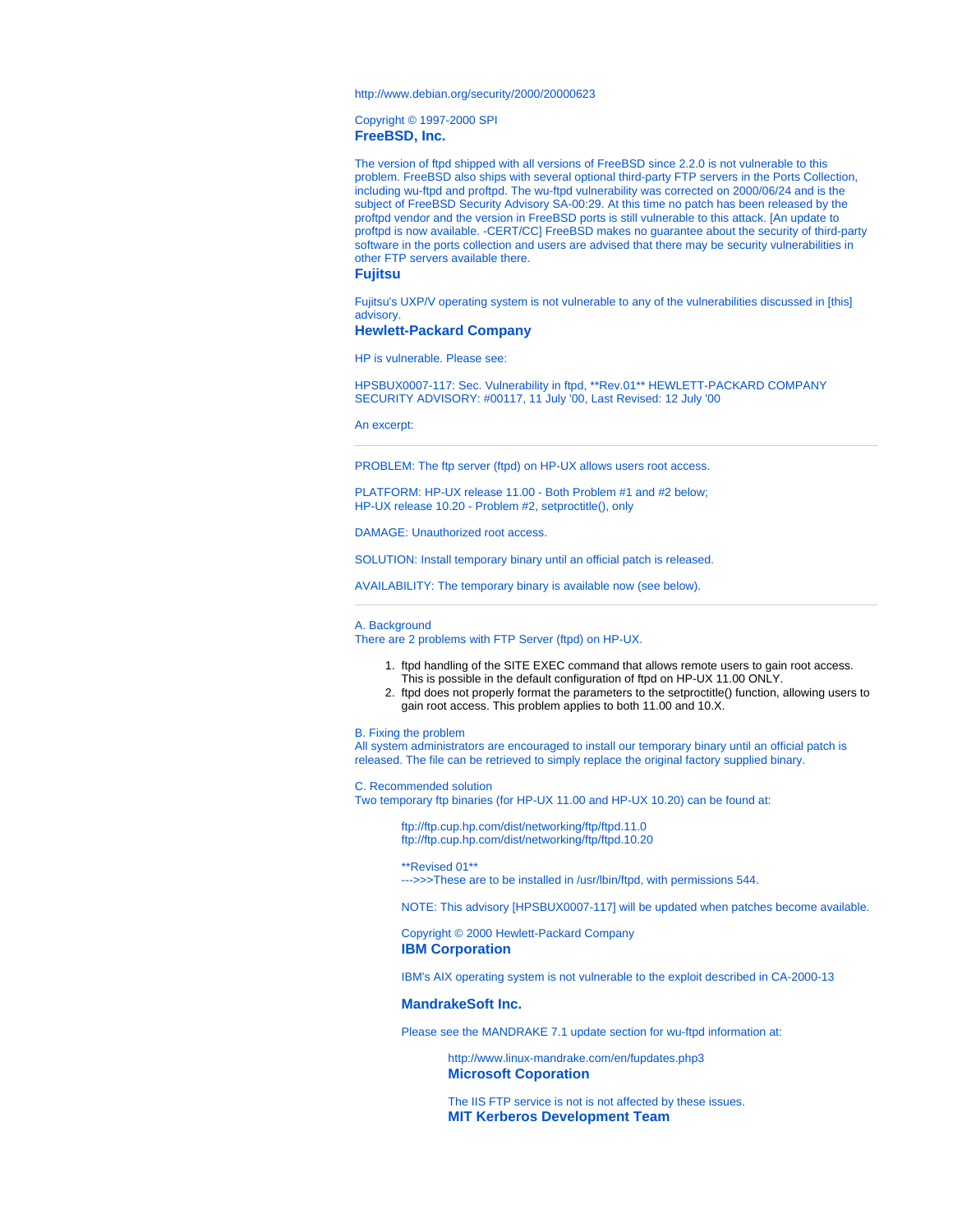http://www.debian.org/security/2000/20000623

Copyright © 1997-2000 SPI

### FreeBSD, Inc.

The version of ftpd shipped with all versions of FreeBSD since 2.2.0 is not vulnerable to this problem. FreeBSD also ships with several optional third-party FTP servers in the Ports Collection, including wu-ftpd and proftpd. The wu-ftpd vulnerability was corrected on 2000/06/24 and is the subject of FreeBSD Security Advisory SA-00:29. At this time no patch has been released by the proftpd vendor and the version in FreeBSD ports is still vulnerable to this attack. [An update to proftpd is now available. -CERT/CC] FreeBSD makes no guarantee about the security of third-party software in the ports collection and users are advised that there may be security vulnerabilities in other FTP servers available there.

### Fujitsu

Fujitsu's UXP/V operating system is not vulnerable to any of the vulnerabilities discussed in [this] advisory.

### Hewlett-Packard Company

HP is vulnerable. Please see:

HPSBUX0007-117: Sec. Vulnerability in ftpd, **Rev.01** HEWLETT-PACKARD COMPANY SECURITY ADVISORY: #00117, 11 July '00, Last Revised: 12 July '00

An excerpt:

---

PROBLEM: The ftp server (ftpd) on HP-UX allows users root access.

PLATFORM: HP-UX release 11.00 - Both Problem #1 and #2 below;
HP-UX release 10.20 - Problem #2, setproctitle(), only

DAMAGE: Unauthorized root access.

SOLUTION: Install temporary binary until an official patch is released.

AVAILABILITY: The temporary binary is available now (see below).

---

A. Background
There are 2 problems with FTP Server (ftpd) on HP-UX.

1. ftpd handling of the SITE EXEC command that allows remote users to gain root access. This is possible in the default configuration of ftpd on HP-UX 11.00 ONLY.
2. ftpd does not properly format the parameters to the setproctitle() function, allowing users to gain root access. This problem applies to both 11.00 and 10.X.

B. Fixing the problem
All system administrators are encouraged to install our temporary binary until an official patch is released. The file can be retrieved to simply replace the original factory supplied binary.

C. Recommended solution
Two temporary ftp binaries (for HP-UX 11.00 and HP-UX 10.20) can be found at:

> ftp://ftp.cup.hp.com/dist/networking/ftp/ftpd.11.0
> ftp://ftp.cup.hp.com/dist/networking/ftp/ftpd.10.20
>
> **Revised 01**
> --->>>These are to be installed in /usr/lbin/ftpd, with permissions 544.
>
> NOTE: This advisory [HPSBUX0007-117] will be updated when patches become available.
>
> Copyright © 2000 Hewlett-Packard Company

### IBM Corporation

IBM's AIX operating system is not vulnerable to the exploit described in CA-2000-13

### MandrakeSoft Inc.

Please see the MANDRAKE 7.1 update section for wu-ftpd information at:

http://www.linux-mandrake.com/en/fupdates.php3

### Microsoft Coporation

The IIS FTP service is not is not affected by these issues.

### MIT Kerberos Development Team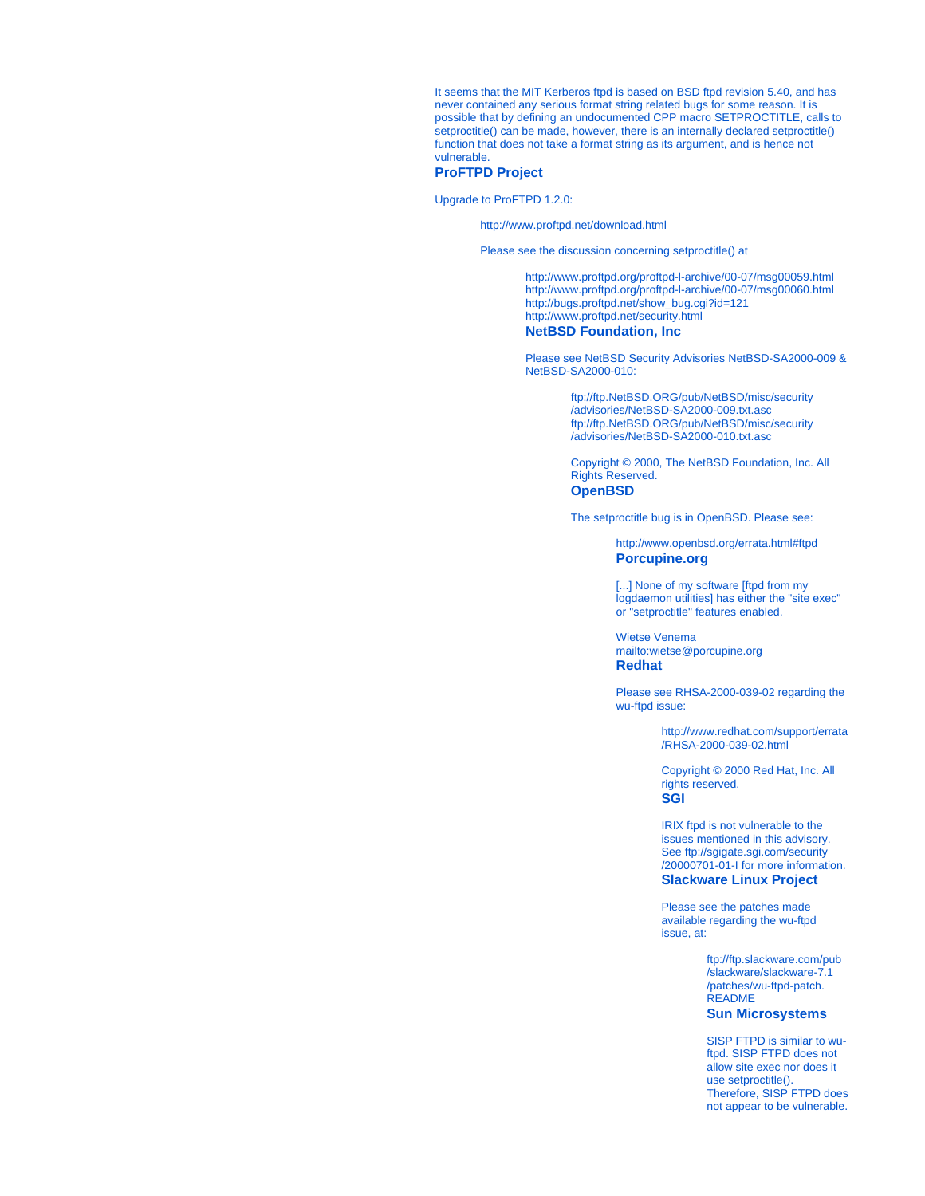It seems that the MIT Kerberos ftpd is based on BSD ftpd revision 5.40, and has never contained any serious format string related bugs for some reason. It is possible that by defining an undocumented CPP macro SETPROCTITLE, calls to setproctitle() can be made, however, there is an internally declared setproctitle() function that does not take a format string as its argument, and is hence not vulnerable.

### ProFTPD Project

Upgrade to ProFTPD 1.2.0:

http://www.proftpd.net/download.html

Please see the discussion concerning setproctitle() at

http://www.proftpd.org/proftpd-l-archive/00-07/msg00059.html
http://www.proftpd.org/proftpd-l-archive/00-07/msg00060.html
http://bugs.proftpd.net/show_bug.cgi?id=121
http://www.proftpd.net/security.html

### NetBSD Foundation, Inc

Please see NetBSD Security Advisories NetBSD-SA2000-009 & NetBSD-SA2000-010:

ftp://ftp.NetBSD.ORG/pub/NetBSD/misc/security/advisories/NetBSD-SA2000-009.txt.asc
ftp://ftp.NetBSD.ORG/pub/NetBSD/misc/security/advisories/NetBSD-SA2000-010.txt.asc

Copyright © 2000, The NetBSD Foundation, Inc. All Rights Reserved.

### OpenBSD

The setproctitle bug is in OpenBSD. Please see:

http://www.openbsd.org/errata.html#ftpd

### Porcupine.org

[...] None of my software [ftpd from my logdaemon utilities] has either the "site exec" or "setproctitle" features enabled.

Wietse Venema
mailto:wietse@porcupine.org

### Redhat

Please see RHSA-2000-039-02 regarding the wu-ftpd issue:

http://www.redhat.com/support/errata/RHSA-2000-039-02.html

Copyright © 2000 Red Hat, Inc. All rights reserved.

### SGI

IRIX ftpd is not vulnerable to the issues mentioned in this advisory. See ftp://sgigate.sgi.com/security/20000701-01-I for more information.

### Slackware Linux Project

Please see the patches made available regarding the wu-ftpd issue, at:

ftp://ftp.slackware.com/pub/slackware/slackware-7.1/patches/wu-ftpd-patch.README

### Sun Microsystems

SISP FTPD is similar to wu-ftpd. SISP FTPD does not allow site exec nor does it use setproctitle(). Therefore, SISP FTPD does not appear to be vulnerable.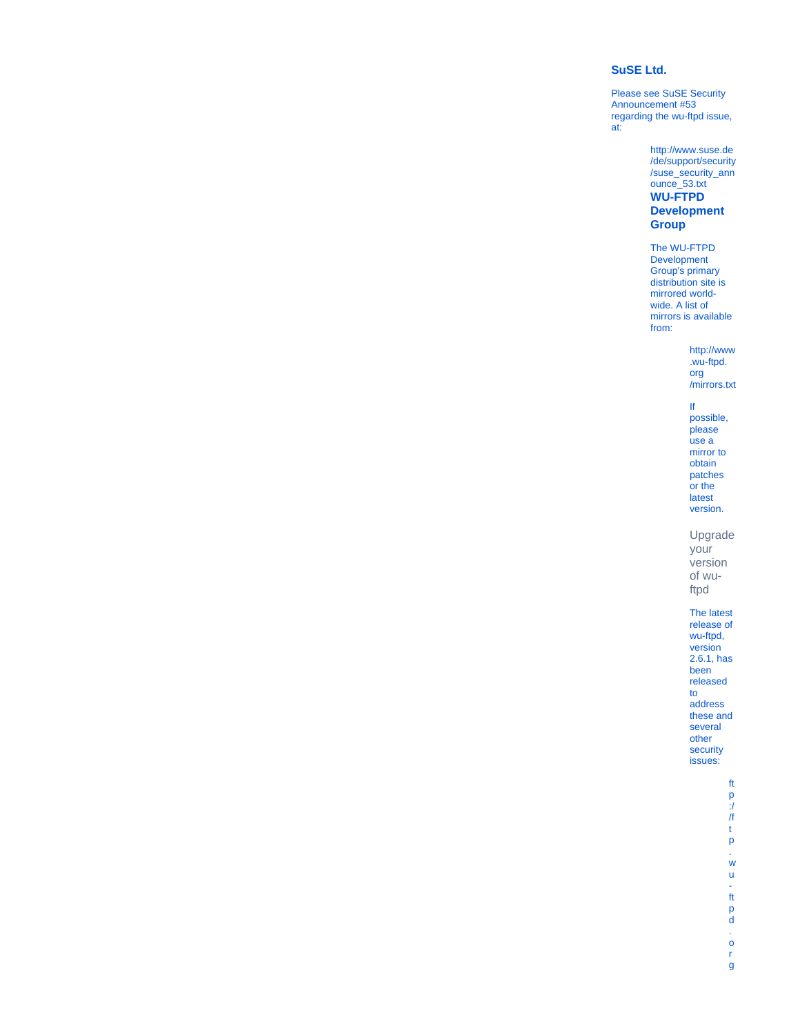### SuSE Ltd.

Please see SuSE Security Announcement #53 regarding the wu-ftpd issue, at:

http://www.suse.de/de/support/security/suse_security_announce_53.txt

### WU-FTPD Development Group

The WU-FTPD Development Group's primary distribution site is mirrored world-wide. A list of mirrors is available from:

http://www.wu-ftpd.org/mirrors.txt

If possible, please use a mirror to obtain patches or the latest version.

#### Upgrade your version of wu-ftpd

The latest release of wu-ftpd, version 2.6.1, has been released to address these and several other security issues:

ftp://ftp.wu-ftpd.org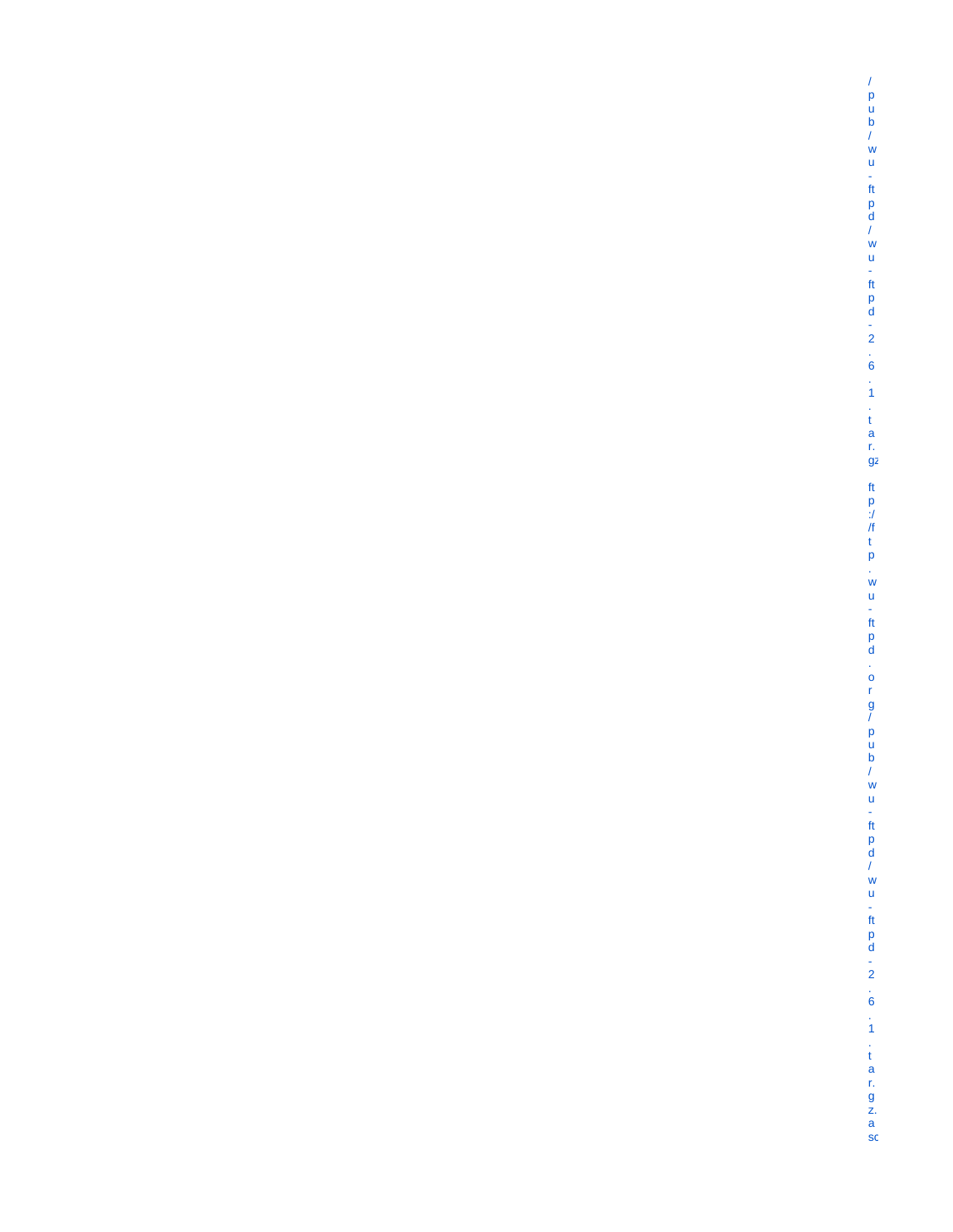/pub/wu-ftpd/wu-ftpd-2.6.1.tar.gz

ftp://ftp.wu-ftpd.org/pub/wu-ftpd/wu-ftpd-2.6.1.tar.gz.asc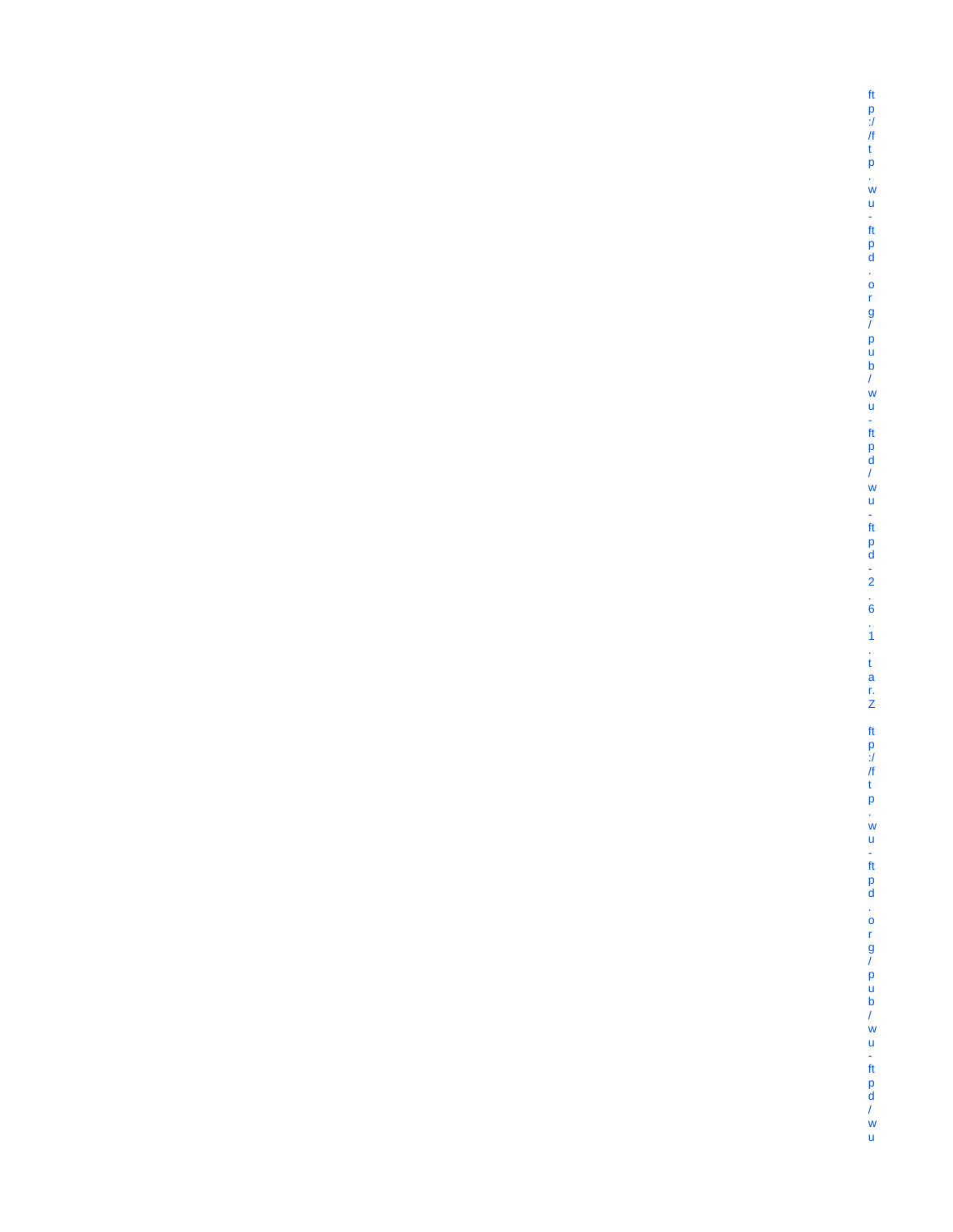ftp://ftp.wu-ftpd.org/pub/wu-ftpd/wu-ftpd-2.6.1.tar.Z

ftp://ftp.wu-ftpd.org/pub/wu-ftpd/wu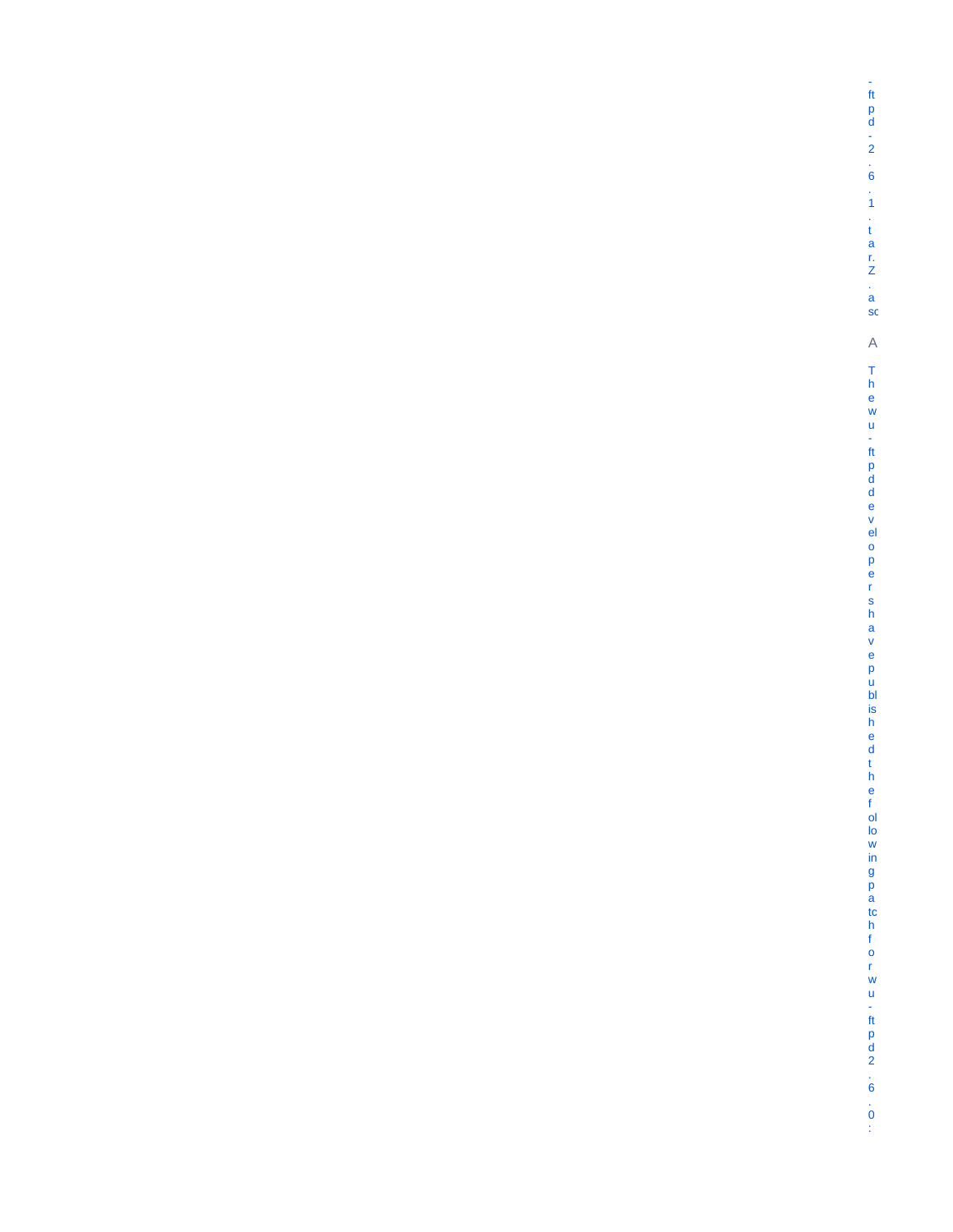-ftpd-2.6.1.tar.Z.asc

A

The wu-ftpd developers have published the following patch for wu-ftpd 2.6.0: